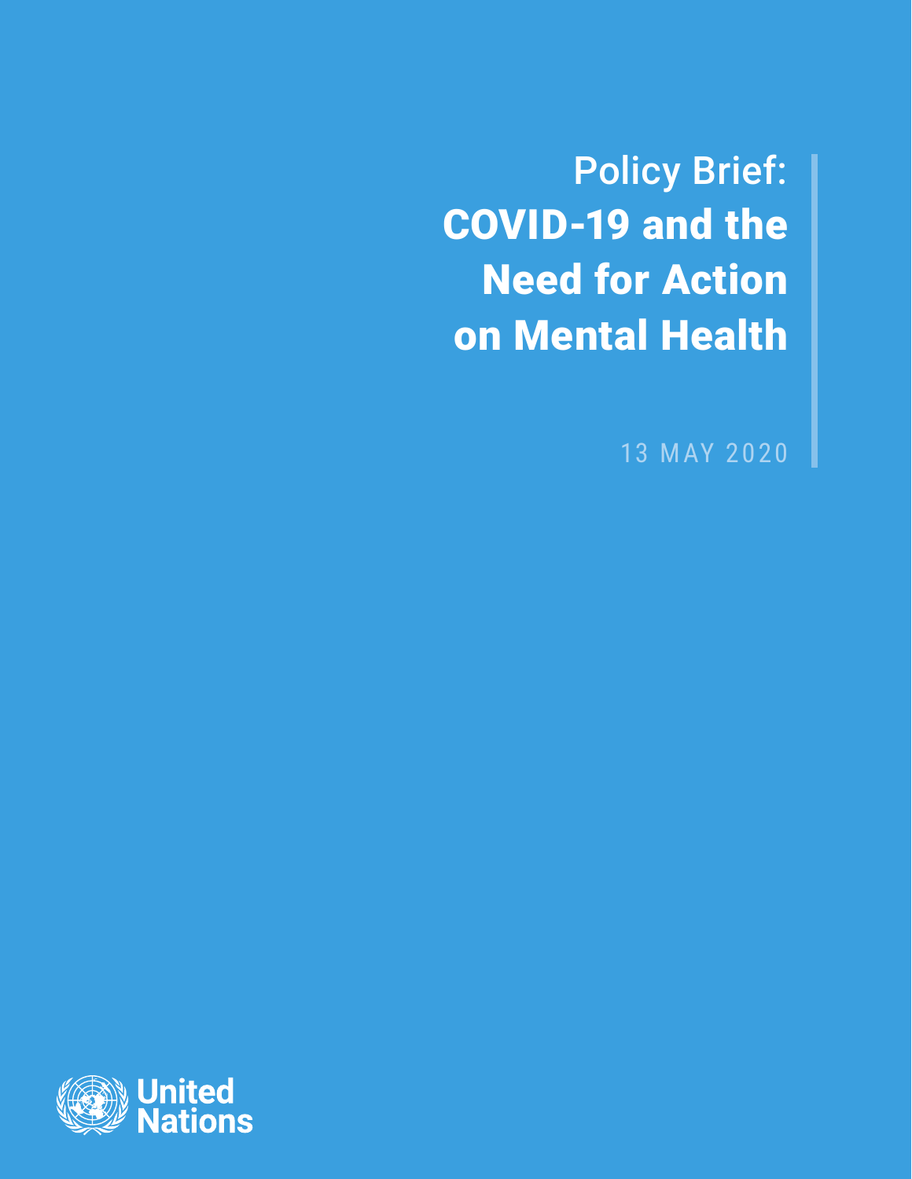Policy Brief:

# COVID-19 and the Need for Action on Mental Health

13 MAY 2020

United Nations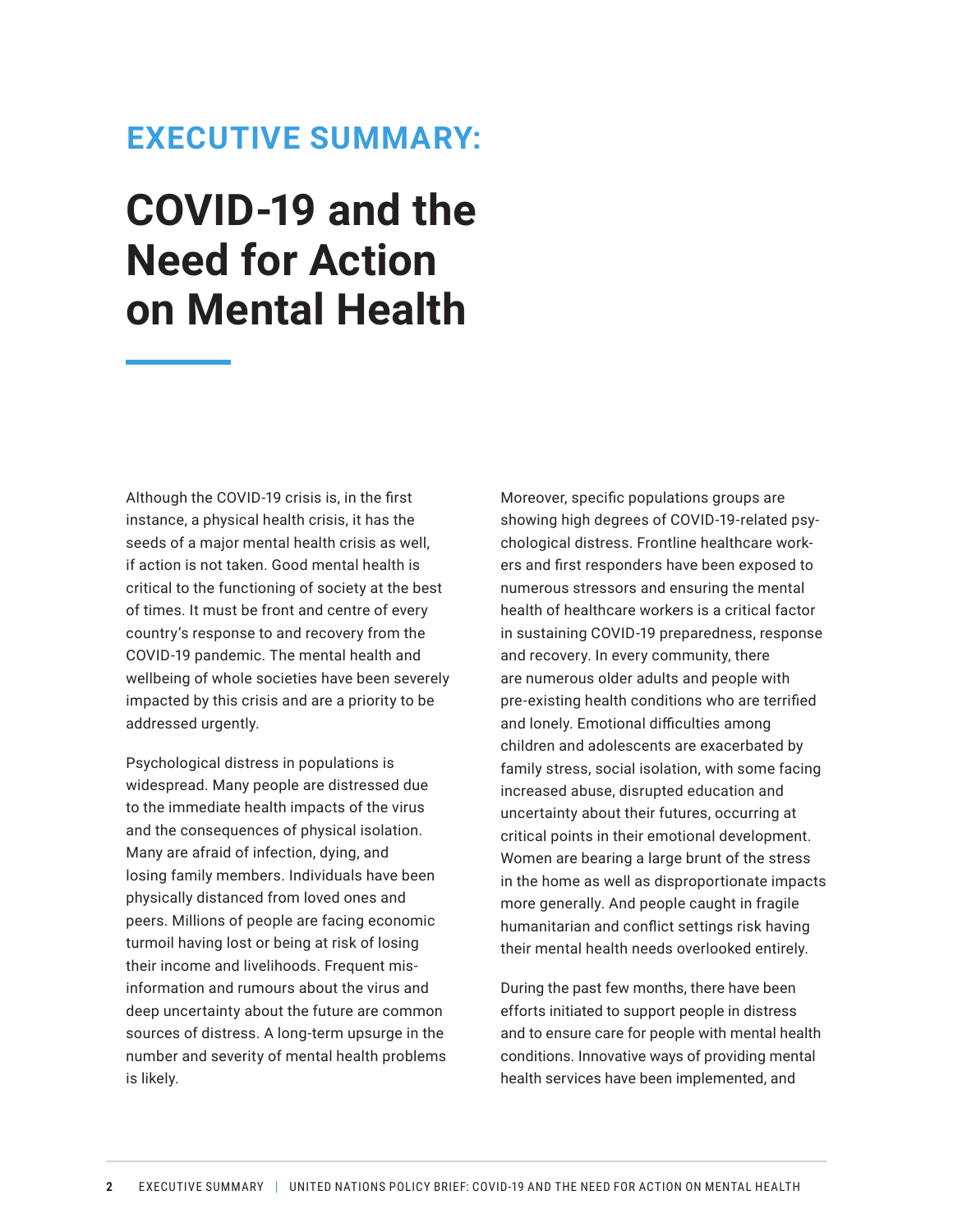## EXECUTIVE SUMMARY:

# COVID-19 and the Need for Action on Mental Health

Although the COVID-19 crisis is, in the first instance, a physical health crisis, it has the seeds of a major mental health crisis as well, if action is not taken. Good mental health is critical to the functioning of society at the best of times. It must be front and centre of every country's response to and recovery from the COVID-19 pandemic. The mental health and wellbeing of whole societies have been severely impacted by this crisis and are a priority to be addressed urgently.

Psychological distress in populations is widespread. Many people are distressed due to the immediate health impacts of the virus and the consequences of physical isolation. Many are afraid of infection, dying, and losing family members. Individuals have been physically distanced from loved ones and peers. Millions of people are facing economic turmoil having lost or being at risk of losing their income and livelihoods. Frequent misinformation and rumours about the virus and deep uncertainty about the future are common sources of distress. A long-term upsurge in the number and severity of mental health problems is likely.

Moreover, specific populations groups are showing high degrees of COVID-19-related psychological distress. Frontline healthcare workers and first responders have been exposed to numerous stressors and ensuring the mental health of healthcare workers is a critical factor in sustaining COVID-19 preparedness, response and recovery. In every community, there are numerous older adults and people with pre-existing health conditions who are terrified and lonely. Emotional difficulties among children and adolescents are exacerbated by family stress, social isolation, with some facing increased abuse, disrupted education and uncertainty about their futures, occurring at critical points in their emotional development. Women are bearing a large brunt of the stress in the home as well as disproportionate impacts more generally. And people caught in fragile humanitarian and conflict settings risk having their mental health needs overlooked entirely.

During the past few months, there have been efforts initiated to support people in distress and to ensure care for people with mental health conditions. Innovative ways of providing mental health services have been implemented, and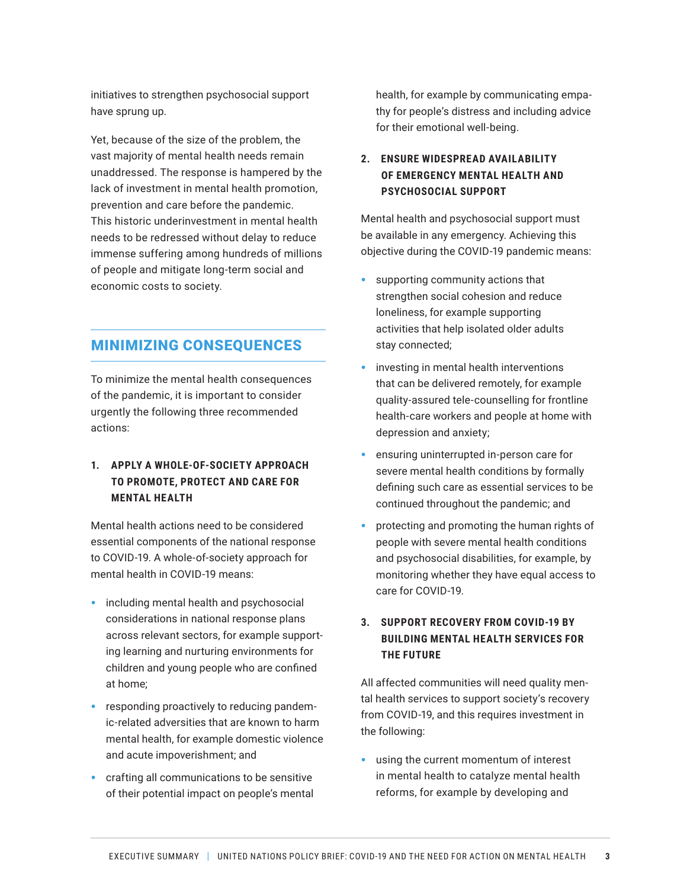initiatives to strengthen psychosocial support have sprung up.

Yet, because of the size of the problem, the vast majority of mental health needs remain unaddressed. The response is hampered by the lack of investment in mental health promotion, prevention and care before the pandemic. This historic underinvestment in mental health needs to be redressed without delay to reduce immense suffering among hundreds of millions of people and mitigate long-term social and economic costs to society.

## MINIMIZING CONSEQUENCES

To minimize the mental health consequences of the pandemic, it is important to consider urgently the following three recommended actions:

### 1. APPLY A WHOLE-OF-SOCIETY APPROACH TO PROMOTE, PROTECT AND CARE FOR MENTAL HEALTH

Mental health actions need to be considered essential components of the national response to COVID-19. A whole-of-society approach for mental health in COVID-19 means:

- including mental health and psychosocial considerations in national response plans across relevant sectors, for example supporting learning and nurturing environments for children and young people who are confined at home;
- responding proactively to reducing pandemic-related adversities that are known to harm mental health, for example domestic violence and acute impoverishment; and
- crafting all communications to be sensitive of their potential impact on people's mental health, for example by communicating empathy for people's distress and including advice for their emotional well-being.

### 2. ENSURE WIDESPREAD AVAILABILITY OF EMERGENCY MENTAL HEALTH AND PSYCHOSOCIAL SUPPORT

Mental health and psychosocial support must be available in any emergency. Achieving this objective during the COVID-19 pandemic means:

- supporting community actions that strengthen social cohesion and reduce loneliness, for example supporting activities that help isolated older adults stay connected;
- investing in mental health interventions that can be delivered remotely, for example quality-assured tele-counselling for frontline health-care workers and people at home with depression and anxiety;
- ensuring uninterrupted in-person care for severe mental health conditions by formally defining such care as essential services to be continued throughout the pandemic; and
- protecting and promoting the human rights of people with severe mental health conditions and psychosocial disabilities, for example, by monitoring whether they have equal access to care for COVID-19.

### 3. SUPPORT RECOVERY FROM COVID-19 BY BUILDING MENTAL HEALTH SERVICES FOR THE FUTURE

All affected communities will need quality mental health services to support society's recovery from COVID-19, and this requires investment in the following:

- using the current momentum of interest in mental health to catalyze mental health reforms, for example by developing and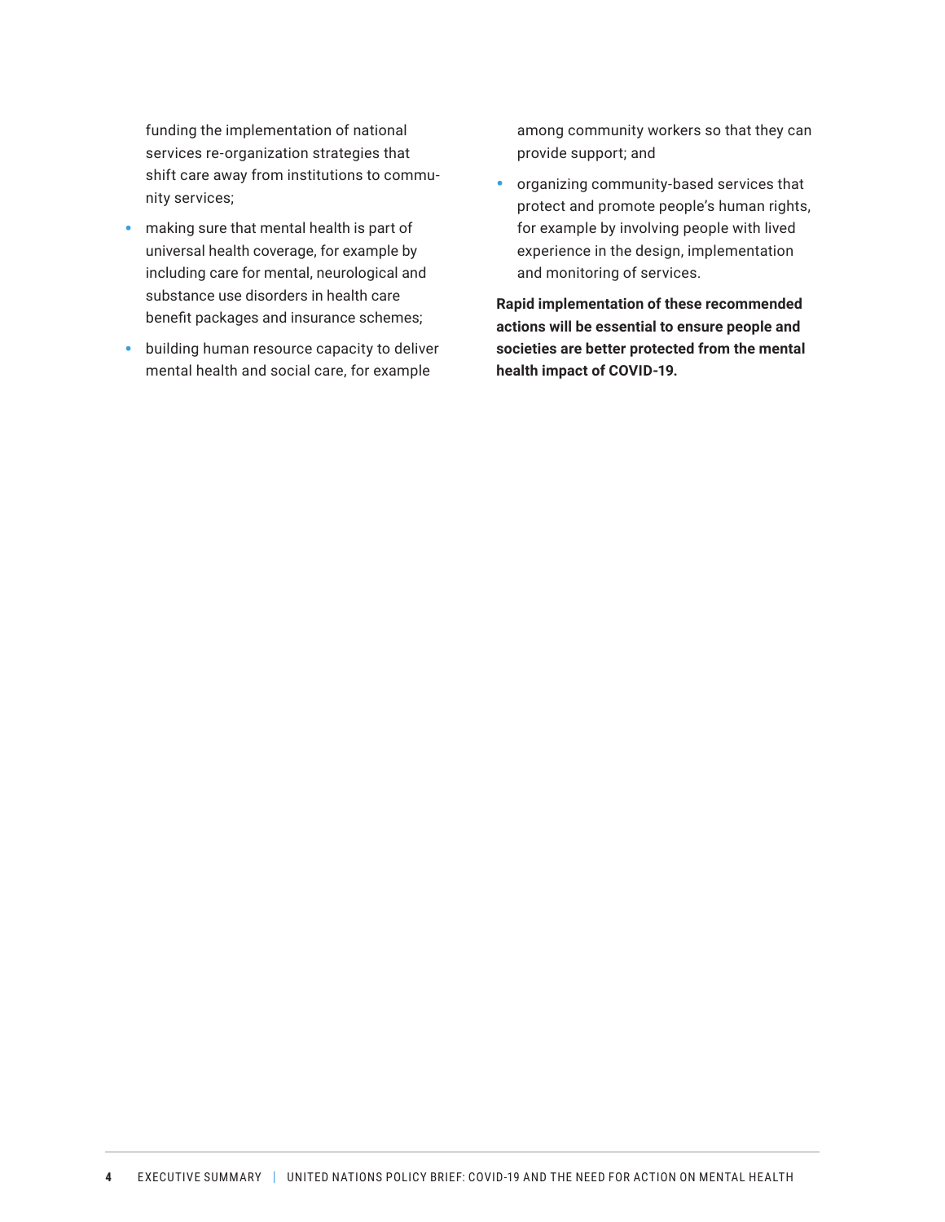funding the implementation of national services re-organization strategies that shift care away from institutions to community services;

- making sure that mental health is part of universal health coverage, for example by including care for mental, neurological and substance use disorders in health care benefit packages and insurance schemes;
- building human resource capacity to deliver mental health and social care, for example among community workers so that they can provide support; and
- organizing community-based services that protect and promote people's human rights, for example by involving people with lived experience in the design, implementation and monitoring of services.

**Rapid implementation of these recommended actions will be essential to ensure people and societies are better protected from the mental health impact of COVID-19.**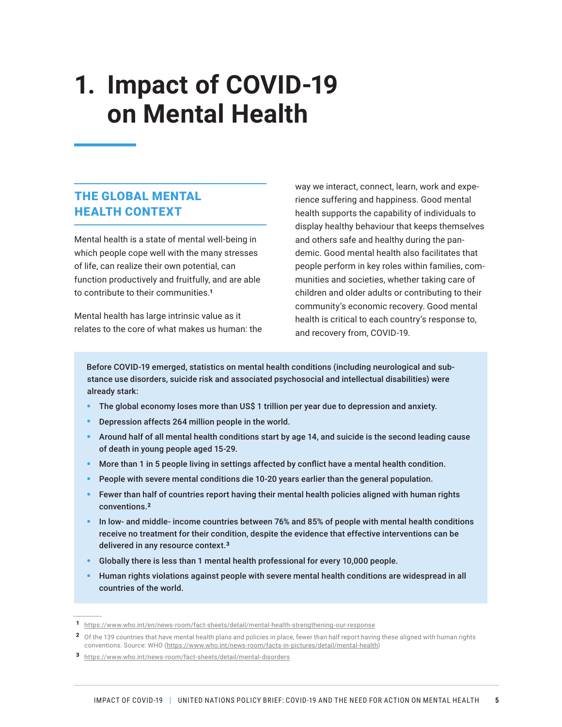# 1. Impact of COVID-19 on Mental Health

## THE GLOBAL MENTAL HEALTH CONTEXT

Mental health is a state of mental well-being in which people cope well with the many stresses of life, can realize their own potential, can function productively and fruitfully, and are able to contribute to their communities.[1]

Mental health has large intrinsic value as it relates to the core of what makes us human: the way we interact, connect, learn, work and experience suffering and happiness. Good mental health supports the capability of individuals to display healthy behaviour that keeps themselves and others safe and healthy during the pandemic. Good mental health also facilitates that people perform in key roles within families, communities and societies, whether taking care of children and older adults or contributing to their community's economic recovery. Good mental health is critical to each country's response to, and recovery from, COVID-19.

**Before COVID-19 emerged, statistics on mental health conditions (including neurological and substance use disorders, suicide risk and associated psychosocial and intellectual disabilities) were already stark:**

- **The global economy loses more than US$ 1 trillion per year due to depression and anxiety.**
- **Depression affects 264 million people in the world.**
- **Around half of all mental health conditions start by age 14, and suicide is the second leading cause of death in young people aged 15-29.**
- **More than 1 in 5 people living in settings affected by conflict have a mental health condition.**
- **People with severe mental conditions die 10-20 years earlier than the general population.**
- **Fewer than half of countries report having their mental health policies aligned with human rights conventions.[2]**
- **In low- and middle- income countries between 76% and 85% of people with mental health conditions receive no treatment for their condition, despite the evidence that effective interventions can be delivered in any resource context.[3]**
- **Globally there is less than 1 mental health professional for every 10,000 people.**
- **Human rights violations against people with severe mental health conditions are widespread in all countries of the world.**

---

[1] https://www.who.int/en/news-room/fact-sheets/detail/mental-health-strengthening-our-response

[2] Of the 139 countries that have mental health plans and policies in place, fewer than half report having these aligned with human rights conventions. Source: WHO (https://www.who.int/news-room/facts-in-pictures/detail/mental-health)

[3] https://www.who.int/news-room/fact-sheets/detail/mental-disorders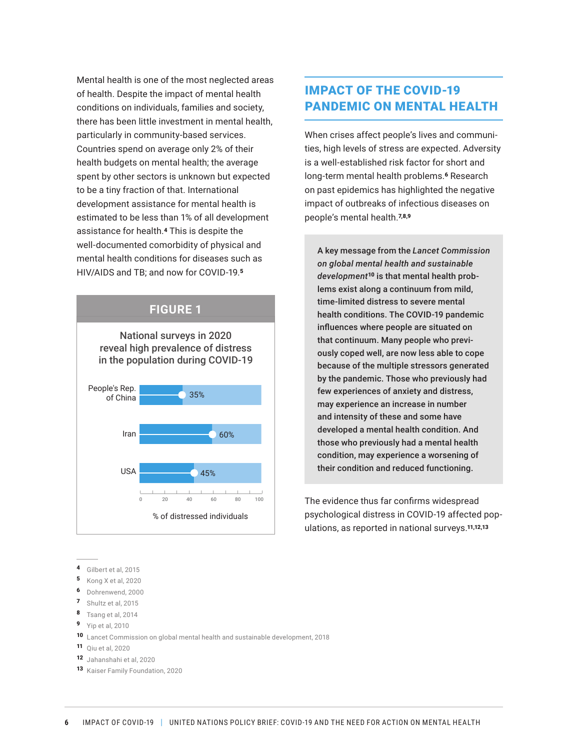Mental health is one of the most neglected areas of health. Despite the impact of mental health conditions on individuals, families and society, there has been little investment in mental health, particularly in community-based services. Countries spend on average only 2% of their health budgets on mental health; the average spent by other sectors is unknown but expected to be a tiny fraction of that. International development assistance for mental health is estimated to be less than 1% of all development assistance for health.[4] This is despite the well-documented comorbidity of physical and mental health conditions for diseases such as HIV/AIDS and TB; and now for COVID-19.[5]

**FIGURE 1**

National surveys in 2020 reveal high prevalence of distress in the population during COVID-19

People's Rep. of China
35%

Iran
60%

USA
45%

0
20
40
60
80
100

% of distressed individuals

## IMPACT OF THE COVID-19 PANDEMIC ON MENTAL HEALTH

When crises affect people's lives and communities, high levels of stress are expected. Adversity is a well-established risk factor for short and long-term mental health problems.[6] Research on past epidemics has highlighted the negative impact of outbreaks of infectious diseases on people's mental health.[7,8,9]

**A key message from the *Lancet Commission on global mental health and sustainable development*[10] is that mental health problems exist along a continuum from mild, time-limited distress to severe mental health conditions. The COVID-19 pandemic influences where people are situated on that continuum. Many people who previously coped well, are now less able to cope because of the multiple stressors generated by the pandemic. Those who previously had few experiences of anxiety and distress, may experience an increase in number and intensity of these and some have developed a mental health condition. And those who previously had a mental health condition, may experience a worsening of their condition and reduced functioning.**

The evidence thus far confirms widespread psychological distress in COVID-19 affected populations, as reported in national surveys.[11,12,13]

---

4 Gilbert et al, 2015
5 Kong X et al, 2020
6 Dohrenwend, 2000
7 Shultz et al, 2015
8 Tsang et al, 2014
9 Yip et al, 2010
10 Lancet Commission on global mental health and sustainable development, 2018
11 Qiu et al, 2020
12 Jahanshahi et al, 2020
13 Kaiser Family Foundation, 2020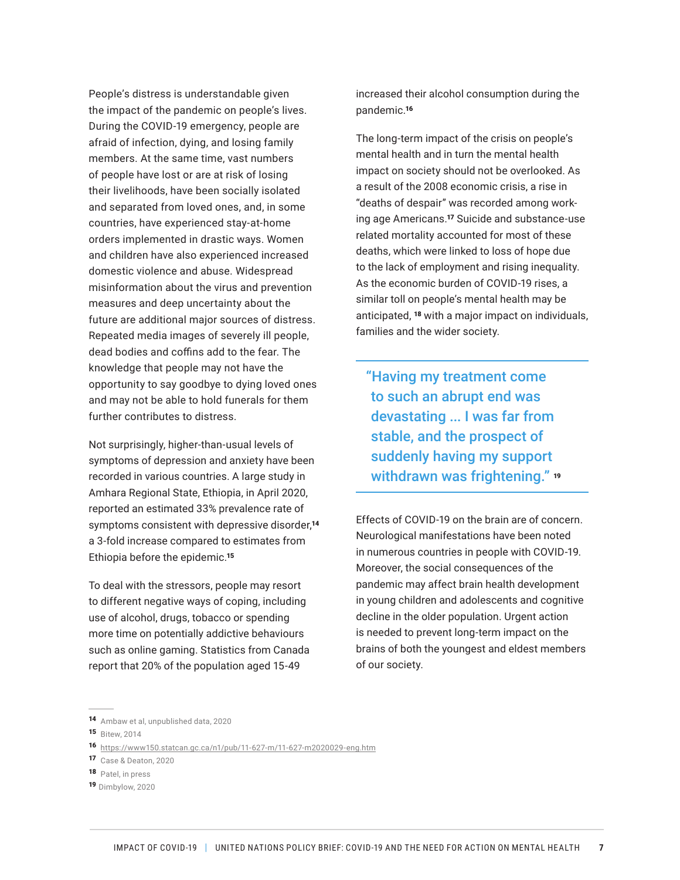People's distress is understandable given the impact of the pandemic on people's lives. During the COVID-19 emergency, people are afraid of infection, dying, and losing family members. At the same time, vast numbers of people have lost or are at risk of losing their livelihoods, have been socially isolated and separated from loved ones, and, in some countries, have experienced stay-at-home orders implemented in drastic ways. Women and children have also experienced increased domestic violence and abuse. Widespread misinformation about the virus and prevention measures and deep uncertainty about the future are additional major sources of distress. Repeated media images of severely ill people, dead bodies and coffins add to the fear. The knowledge that people may not have the opportunity to say goodbye to dying loved ones and may not be able to hold funerals for them further contributes to distress.

Not surprisingly, higher-than-usual levels of symptoms of depression and anxiety have been recorded in various countries. A large study in Amhara Regional State, Ethiopia, in April 2020, reported an estimated 33% prevalence rate of symptoms consistent with depressive disorder,[14] a 3-fold increase compared to estimates from Ethiopia before the epidemic.[15]

To deal with the stressors, people may resort to different negative ways of coping, including use of alcohol, drugs, tobacco or spending more time on potentially addictive behaviours such as online gaming. Statistics from Canada report that 20% of the population aged 15-49 increased their alcohol consumption during the pandemic.[16]

The long-term impact of the crisis on people's mental health and in turn the mental health impact on society should not be overlooked. As a result of the 2008 economic crisis, a rise in "deaths of despair" was recorded among working age Americans.[17] Suicide and substance-use related mortality accounted for most of these deaths, which were linked to loss of hope due to the lack of employment and rising inequality. As the economic burden of COVID-19 rises, a similar toll on people's mental health may be anticipated, [18] with a major impact on individuals, families and the wider society.

> "Having my treatment come to such an abrupt end was devastating ... I was far from stable, and the prospect of suddenly having my support withdrawn was frightening." [19]

Effects of COVID-19 on the brain are of concern. Neurological manifestations have been noted in numerous countries in people with COVID-19. Moreover, the social consequences of the pandemic may affect brain health development in young children and adolescents and cognitive decline in the older population. Urgent action is needed to prevent long-term impact on the brains of both the youngest and eldest members of our society.

---

[14] Ambaw et al, unpublished data, 2020

[15] Bitew, 2014

[16] https://www150.statcan.gc.ca/n1/pub/11-627-m/11-627-m2020029-eng.htm

[17] Case & Deaton, 2020

[18] Patel, in press

[19] Dimbylow, 2020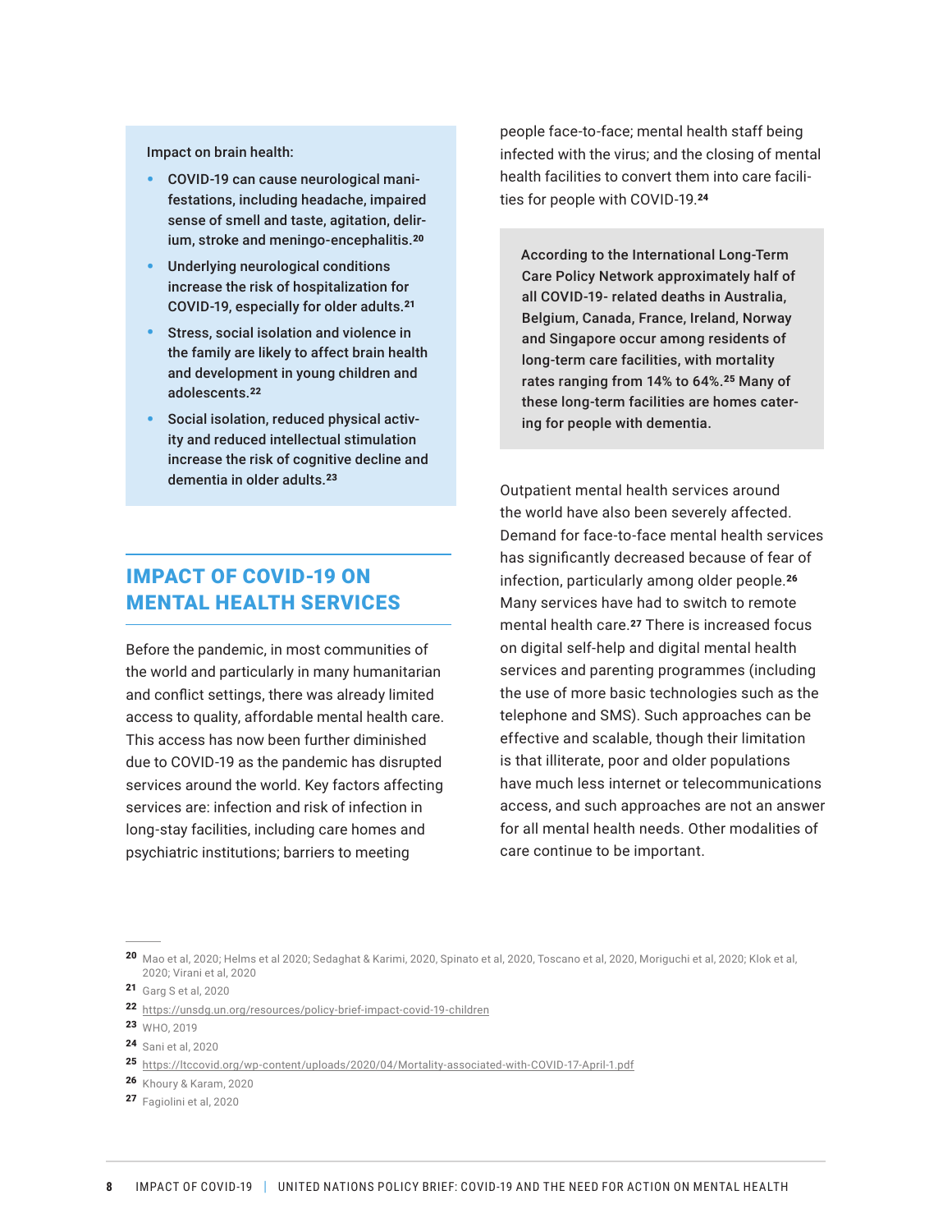Impact on brain health:

- COVID-19 can cause neurological manifestations, including headache, impaired sense of smell and taste, agitation, delirium, stroke and meningo-encephalitis.[20]
- Underlying neurological conditions increase the risk of hospitalization for COVID-19, especially for older adults.[21]
- Stress, social isolation and violence in the family are likely to affect brain health and development in young children and adolescents.[22]
- Social isolation, reduced physical activity and reduced intellectual stimulation increase the risk of cognitive decline and dementia in older adults.[23]

## IMPACT OF COVID-19 ON MENTAL HEALTH SERVICES

Before the pandemic, in most communities of the world and particularly in many humanitarian and conflict settings, there was already limited access to quality, affordable mental health care. This access has now been further diminished due to COVID-19 as the pandemic has disrupted services around the world. Key factors affecting services are: infection and risk of infection in long-stay facilities, including care homes and psychiatric institutions; barriers to meeting people face-to-face; mental health staff being infected with the virus; and the closing of mental health facilities to convert them into care facilities for people with COVID-19.[24]

**According to the International Long-Term Care Policy Network approximately half of all COVID-19- related deaths in Australia, Belgium, Canada, France, Ireland, Norway and Singapore occur among residents of long-term care facilities, with mortality rates ranging from 14% to 64%.[25] Many of these long-term facilities are homes catering for people with dementia.**

Outpatient mental health services around the world have also been severely affected. Demand for face-to-face mental health services has significantly decreased because of fear of infection, particularly among older people.[26] Many services have had to switch to remote mental health care.[27] There is increased focus on digital self-help and digital mental health services and parenting programmes (including the use of more basic technologies such as the telephone and SMS). Such approaches can be effective and scalable, though their limitation is that illiterate, poor and older populations have much less internet or telecommunications access, and such approaches are not an answer for all mental health needs. Other modalities of care continue to be important.

---

[20] Mao et al, 2020; Helms et al 2020; Sedaghat & Karimi, 2020, Spinato et al, 2020, Toscano et al, 2020, Moriguchi et al, 2020; Klok et al, 2020; Virani et al, 2020

[21] Garg S et al, 2020

[22] https://unsdg.un.org/resources/policy-brief-impact-covid-19-children

[23] WHO, 2019

[24] Sani et al, 2020

[25] https://ltccovid.org/wp-content/uploads/2020/04/Mortality-associated-with-COVID-17-April-1.pdf

[26] Khoury & Karam, 2020

[27] Fagiolini et al, 2020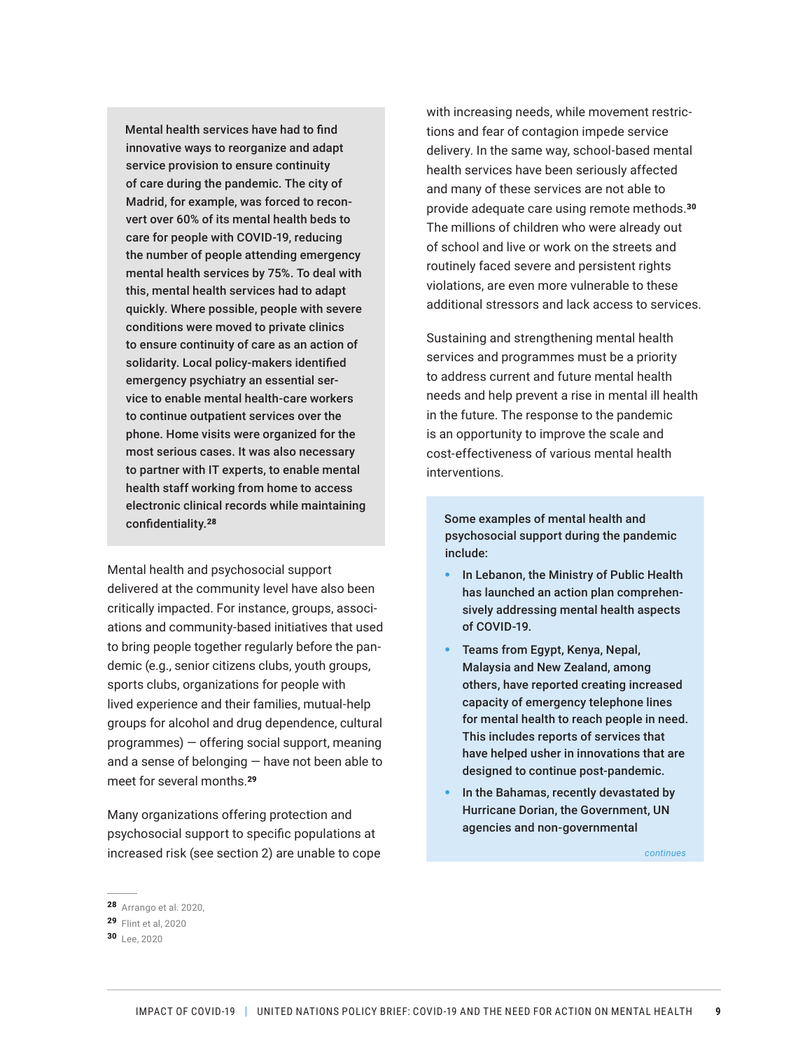**Mental health services have had to find innovative ways to reorganize and adapt service provision to ensure continuity of care during the pandemic. The city of Madrid, for example, was forced to reconvert over 60% of its mental health beds to care for people with COVID-19, reducing the number of people attending emergency mental health services by 75%. To deal with this, mental health services had to adapt quickly. Where possible, people with severe conditions were moved to private clinics to ensure continuity of care as an action of solidarity. Local policy-makers identified emergency psychiatry an essential service to enable mental health-care workers to continue outpatient services over the phone. Home visits were organized for the most serious cases. It was also necessary to partner with IT experts, to enable mental health staff working from home to access electronic clinical records while maintaining confidentiality.[28]**

Mental health and psychosocial support delivered at the community level have also been critically impacted. For instance, groups, associations and community-based initiatives that used to bring people together regularly before the pandemic (e.g., senior citizens clubs, youth groups, sports clubs, organizations for people with lived experience and their families, mutual-help groups for alcohol and drug dependence, cultural programmes) — offering social support, meaning and a sense of belonging — have not been able to meet for several months.[29]

Many organizations offering protection and psychosocial support to specific populations at increased risk (see section 2) are unable to cope with increasing needs, while movement restrictions and fear of contagion impede service delivery. In the same way, school-based mental health services have been seriously affected and many of these services are not able to provide adequate care using remote methods.[30] The millions of children who were already out of school and live or work on the streets and routinely faced severe and persistent rights violations, are even more vulnerable to these additional stressors and lack access to services.

Sustaining and strengthening mental health services and programmes must be a priority to address current and future mental health needs and help prevent a rise in mental ill health in the future. The response to the pandemic is an opportunity to improve the scale and cost-effectiveness of various mental health interventions.

**Some examples of mental health and psychosocial support during the pandemic include:**

- **In Lebanon, the Ministry of Public Health has launched an action plan comprehensively addressing mental health aspects of COVID-19.**
- **Teams from Egypt, Kenya, Nepal, Malaysia and New Zealand, among others, have reported creating increased capacity of emergency telephone lines for mental health to reach people in need. This includes reports of services that have helped usher in innovations that are designed to continue post-pandemic.**
- **In the Bahamas, recently devastated by Hurricane Dorian, the Government, UN agencies and non-governmental**

*continues*

[28] Arrango et al. 2020,

[29] Flint et al, 2020

[30] Lee, 2020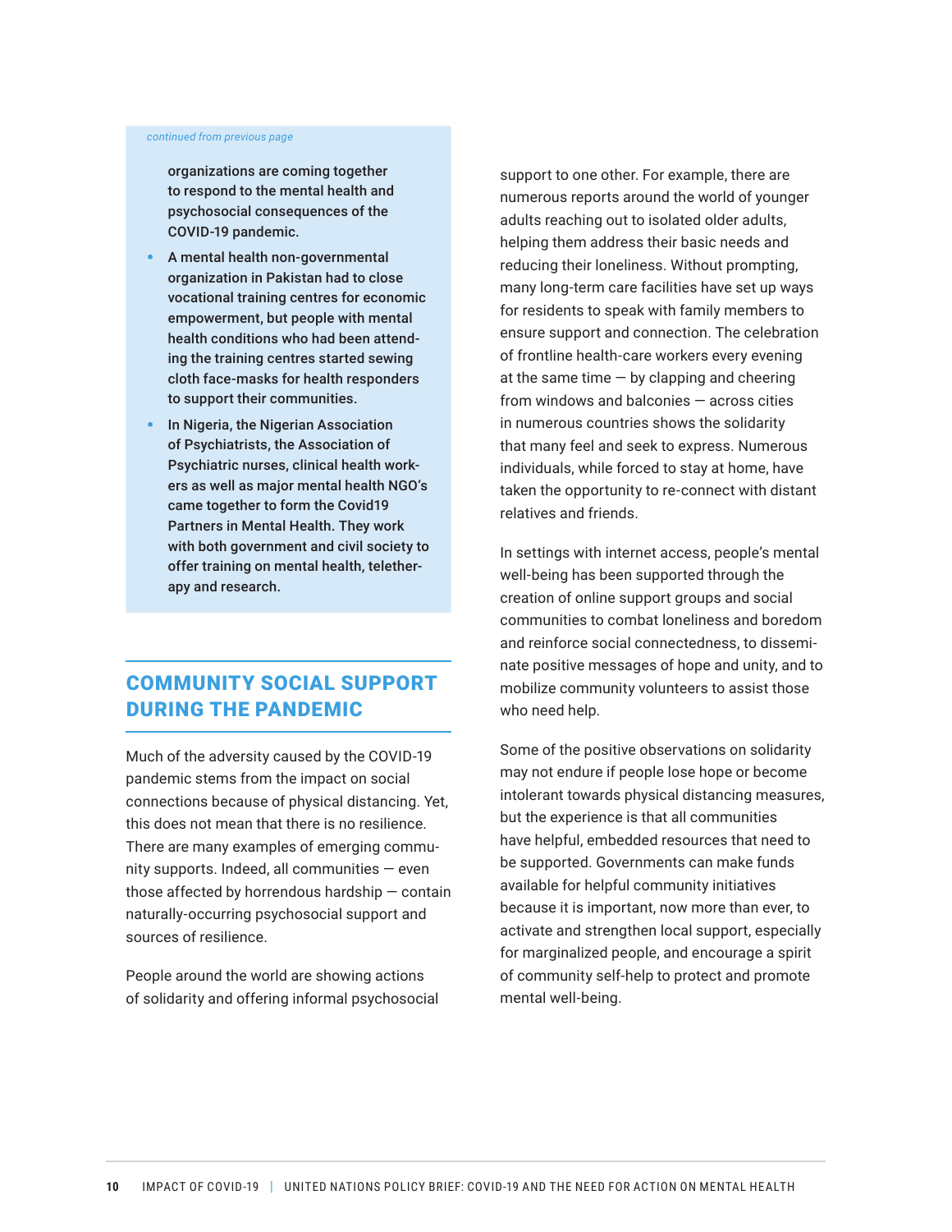*continued from previous page*

organizations are coming together to respond to the mental health and psychosocial consequences of the COVID-19 pandemic.

- A mental health non-governmental organization in Pakistan had to close vocational training centres for economic empowerment, but people with mental health conditions who had been attending the training centres started sewing cloth face-masks for health responders to support their communities.
- In Nigeria, the Nigerian Association of Psychiatrists, the Association of Psychiatric nurses, clinical health workers as well as major mental health NGO's came together to form the Covid19 Partners in Mental Health. They work with both government and civil society to offer training on mental health, teletherapy and research.

## COMMUNITY SOCIAL SUPPORT DURING THE PANDEMIC

Much of the adversity caused by the COVID-19 pandemic stems from the impact on social connections because of physical distancing. Yet, this does not mean that there is no resilience. There are many examples of emerging community supports. Indeed, all communities — even those affected by horrendous hardship — contain naturally-occurring psychosocial support and sources of resilience.

People around the world are showing actions of solidarity and offering informal psychosocial support to one other. For example, there are numerous reports around the world of younger adults reaching out to isolated older adults, helping them address their basic needs and reducing their loneliness. Without prompting, many long-term care facilities have set up ways for residents to speak with family members to ensure support and connection. The celebration of frontline health-care workers every evening at the same time — by clapping and cheering from windows and balconies — across cities in numerous countries shows the solidarity that many feel and seek to express. Numerous individuals, while forced to stay at home, have taken the opportunity to re-connect with distant relatives and friends.

In settings with internet access, people's mental well-being has been supported through the creation of online support groups and social communities to combat loneliness and boredom and reinforce social connectedness, to disseminate positive messages of hope and unity, and to mobilize community volunteers to assist those who need help.

Some of the positive observations on solidarity may not endure if people lose hope or become intolerant towards physical distancing measures, but the experience is that all communities have helpful, embedded resources that need to be supported. Governments can make funds available for helpful community initiatives because it is important, now more than ever, to activate and strengthen local support, especially for marginalized people, and encourage a spirit of community self-help to protect and promote mental well-being.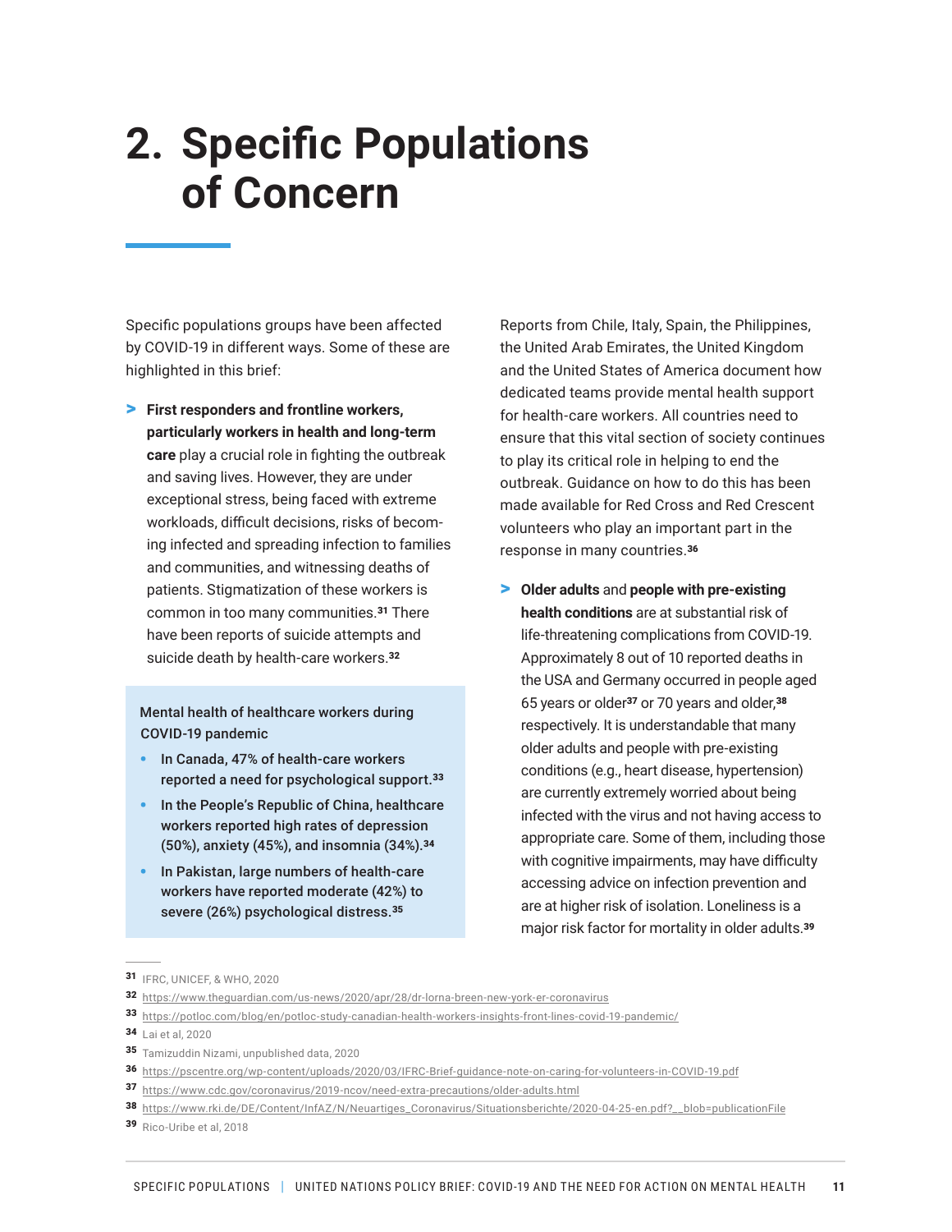# 2. Specific Populations of Concern

Specific populations groups have been affected by COVID-19 in different ways. Some of these are highlighted in this brief:

- **First responders and frontline workers, particularly workers in health and long-term care** play a crucial role in fighting the outbreak and saving lives. However, they are under exceptional stress, being faced with extreme workloads, difficult decisions, risks of becoming infected and spreading infection to families and communities, and witnessing deaths of patients. Stigmatization of these workers is common in too many communities.[31] There have been reports of suicide attempts and suicide death by health-care workers.[32]

> **Mental health of healthcare workers during COVID-19 pandemic**
>
> - **In Canada, 47% of health-care workers reported a need for psychological support.[33]**
> - **In the People's Republic of China, healthcare workers reported high rates of depression (50%), anxiety (45%), and insomnia (34%).[34]**
> - **In Pakistan, large numbers of health-care workers have reported moderate (42%) to severe (26%) psychological distress.[35]**

Reports from Chile, Italy, Spain, the Philippines, the United Arab Emirates, the United Kingdom and the United States of America document how dedicated teams provide mental health support for health-care workers. All countries need to ensure that this vital section of society continues to play its critical role in helping to end the outbreak. Guidance on how to do this has been made available for Red Cross and Red Crescent volunteers who play an important part in the response in many countries.[36]

- **Older adults** and **people with pre-existing health conditions** are at substantial risk of life-threatening complications from COVID-19. Approximately 8 out of 10 reported deaths in the USA and Germany occurred in people aged 65 years or older[37] or 70 years and older,[38] respectively. It is understandable that many older adults and people with pre-existing conditions (e.g., heart disease, hypertension) are currently extremely worried about being infected with the virus and not having access to appropriate care. Some of them, including those with cognitive impairments, may have difficulty accessing advice on infection prevention and are at higher risk of isolation. Loneliness is a major risk factor for mortality in older adults.[39]

---

[31] IFRC, UNICEF, & WHO, 2020

[32] https://www.theguardian.com/us-news/2020/apr/28/dr-lorna-breen-new-york-er-coronavirus

[33] https://potloc.com/blog/en/potloc-study-canadian-health-workers-insights-front-lines-covid-19-pandemic/

[34] Lai et al, 2020

[35] Tamizuddin Nizami, unpublished data, 2020

[36] https://pscentre.org/wp-content/uploads/2020/03/IFRC-Brief-guidance-note-on-caring-for-volunteers-in-COVID-19.pdf

[37] https://www.cdc.gov/coronavirus/2019-ncov/need-extra-precautions/older-adults.html

[38] https://www.rki.de/DE/Content/InfAZ/N/Neuartiges_Coronavirus/Situationsberichte/2020-04-25-en.pdf?__blob=publicationFile

[39] Rico-Uribe et al, 2018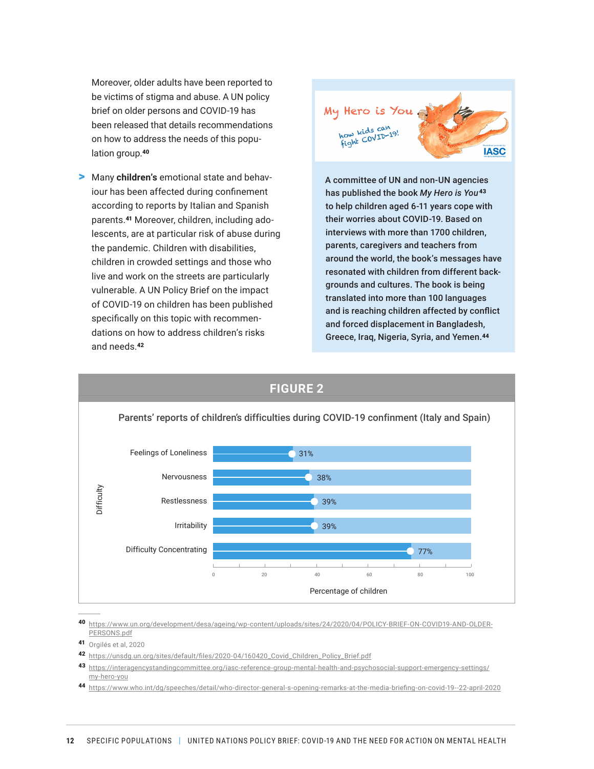Moreover, older adults have been reported to be victims of stigma and abuse. A UN policy brief on older persons and COVID-19 has been released that details recommendations on how to address the needs of this population group.[40]

- Many **children's** emotional state and behaviour has been affected during confinement according to reports by Italian and Spanish parents.[41] Moreover, children, including adolescents, are at particular risk of abuse during the pandemic. Children with disabilities, children in crowded settings and those who live and work on the streets are particularly vulnerable. A UN Policy Brief on the impact of COVID-19 on children has been published specifically on this topic with recommendations on how to address children's risks and needs.[42]

My Hero is You

how kids can fight COVID-19!

IASC

**A committee of UN and non-UN agencies has published the book *My Hero is You*[43] to help children aged 6-11 years cope with their worries about COVID-19. Based on interviews with more than 1700 children, parents, caregivers and teachers from around the world, the book's messages have resonated with children from different backgrounds and cultures. The book is being translated into more than 100 languages and is reaching children affected by conflict and forced displacement in Bangladesh, Greece, Iraq, Nigeria, Syria, and Yemen.[44]**

## FIGURE 2

Parents' reports of children's difficulties during COVID-19 confinment (Italy and Spain)

Difficulty

Feelings of Loneliness 31%

Nervousness 38%

Restlessness 39%

Irritability 39%

Difficulty Concentrating 77%

0 20 40 60 80 100

Percentage of children

---

[40] https://www.un.org/development/desa/ageing/wp-content/uploads/sites/24/2020/04/POLICY-BRIEF-ON-COVID19-AND-OLDER-PERSONS.pdf

[41] Orgilés et al, 2020

[42] https://unsdg.un.org/sites/default/files/2020-04/160420_Covid_Children_Policy_Brief.pdf

[43] https://interagencystandingcommittee.org/iasc-reference-group-mental-health-and-psychosocial-support-emergency-settings/my-hero-you

[44] https://www.who.int/dg/speeches/detail/who-director-general-s-opening-remarks-at-the-media-briefing-on-covid-19---22-april-2020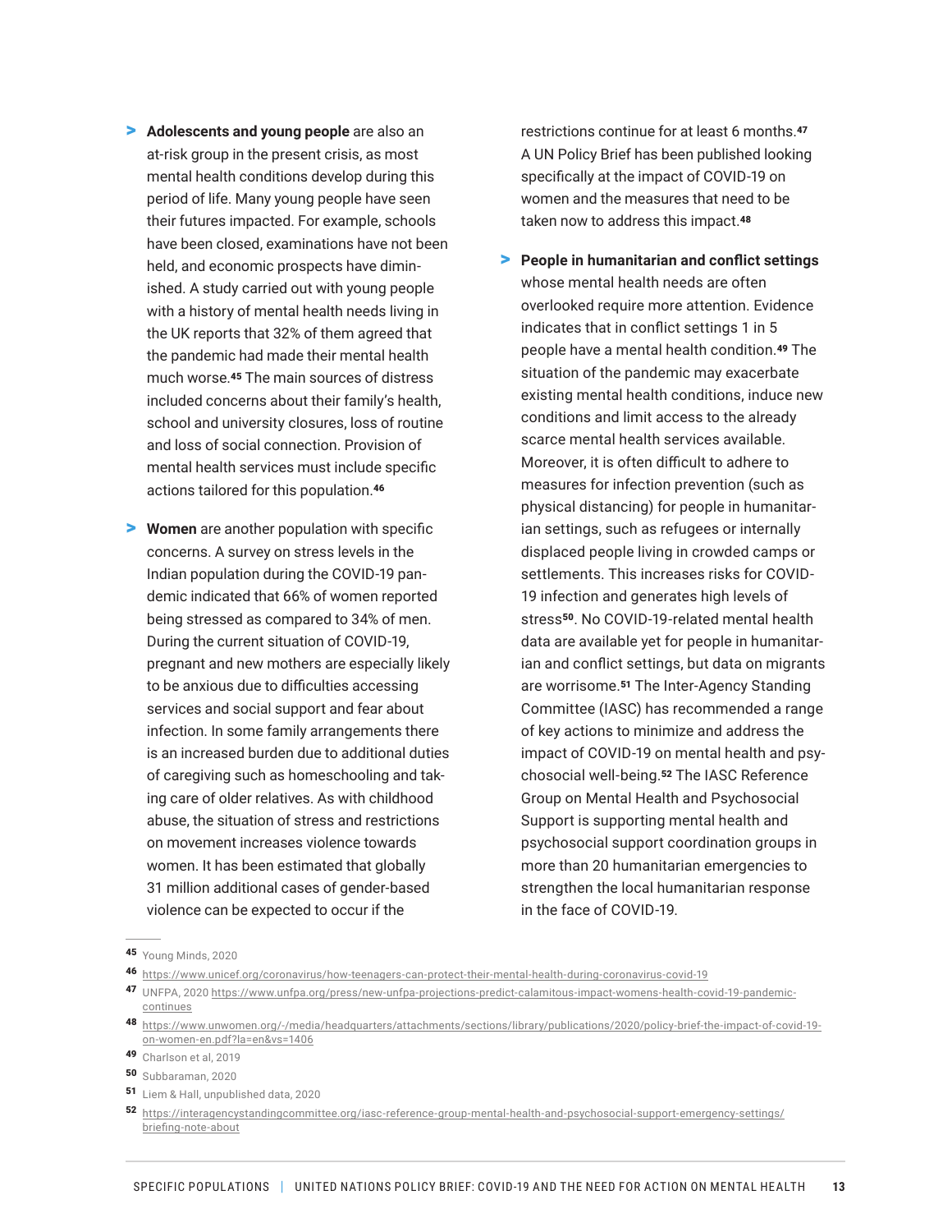- **Adolescents and young people** are also an at-risk group in the present crisis, as most mental health conditions develop during this period of life. Many young people have seen their futures impacted. For example, schools have been closed, examinations have not been held, and economic prospects have diminished. A study carried out with young people with a history of mental health needs living in the UK reports that 32% of them agreed that the pandemic had made their mental health much worse.[45] The main sources of distress included concerns about their family's health, school and university closures, loss of routine and loss of social connection. Provision of mental health services must include specific actions tailored for this population.[46]

- **Women** are another population with specific concerns. A survey on stress levels in the Indian population during the COVID-19 pandemic indicated that 66% of women reported being stressed as compared to 34% of men. During the current situation of COVID-19, pregnant and new mothers are especially likely to be anxious due to difficulties accessing services and social support and fear about infection. In some family arrangements there is an increased burden due to additional duties of caregiving such as homeschooling and taking care of older relatives. As with childhood abuse, the situation of stress and restrictions on movement increases violence towards women. It has been estimated that globally 31 million additional cases of gender-based violence can be expected to occur if the restrictions continue for at least 6 months.[47] A UN Policy Brief has been published looking specifically at the impact of COVID-19 on women and the measures that need to be taken now to address this impact.[48]

- **People in humanitarian and conflict settings** whose mental health needs are often overlooked require more attention. Evidence indicates that in conflict settings 1 in 5 people have a mental health condition.[49] The situation of the pandemic may exacerbate existing mental health conditions, induce new conditions and limit access to the already scarce mental health services available. Moreover, it is often difficult to adhere to measures for infection prevention (such as physical distancing) for people in humanitarian settings, such as refugees or internally displaced people living in crowded camps or settlements. This increases risks for COVID-19 infection and generates high levels of stress[50]. No COVID-19-related mental health data are available yet for people in humanitarian and conflict settings, but data on migrants are worrisome.[51] The Inter-Agency Standing Committee (IASC) has recommended a range of key actions to minimize and address the impact of COVID-19 on mental health and psychosocial well-being.[52] The IASC Reference Group on Mental Health and Psychosocial Support is supporting mental health and psychosocial support coordination groups in more than 20 humanitarian emergencies to strengthen the local humanitarian response in the face of COVID-19.

---

[45] Young Minds, 2020

[46] https://www.unicef.org/coronavirus/how-teenagers-can-protect-their-mental-health-during-coronavirus-covid-19

[47] UNFPA, 2020 https://www.unfpa.org/press/new-unfpa-projections-predict-calamitous-impact-womens-health-covid-19-pandemic-continues

[48] https://www.unwomen.org/-/media/headquarters/attachments/sections/library/publications/2020/policy-brief-the-impact-of-covid-19-on-women-en.pdf?la=en&vs=1406

[49] Charlson et al, 2019

[50] Subbaraman, 2020

[51] Liem & Hall, unpublished data, 2020

[52] https://interagencystandingcommittee.org/iasc-reference-group-mental-health-and-psychosocial-support-emergency-settings/briefing-note-about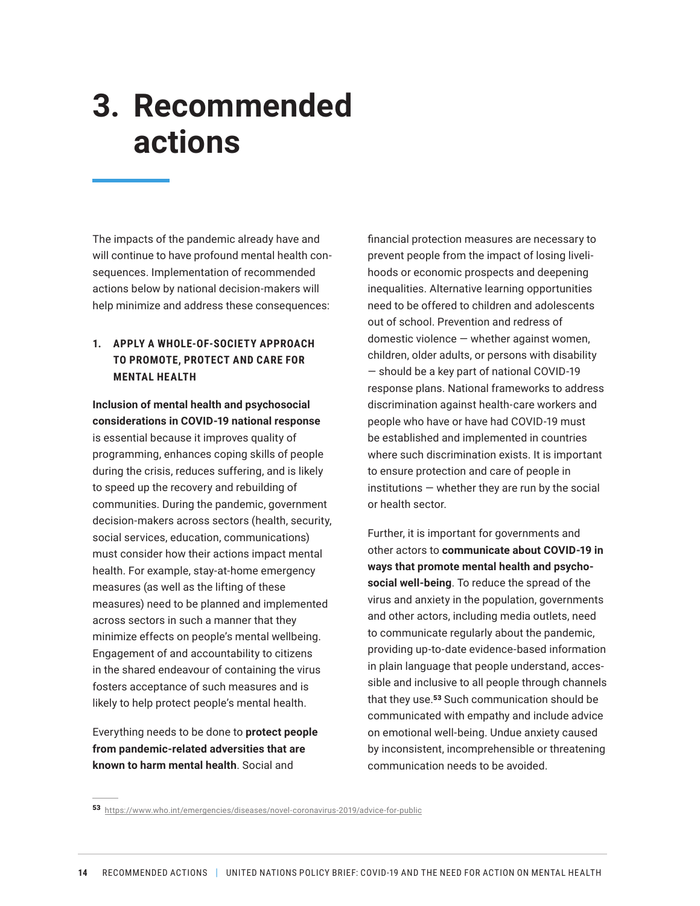# 3. Recommended actions

The impacts of the pandemic already have and will continue to have profound mental health consequences. Implementation of recommended actions below by national decision-makers will help minimize and address these consequences:

### 1. APPLY A WHOLE-OF-SOCIETY APPROACH TO PROMOTE, PROTECT AND CARE FOR MENTAL HEALTH

**Inclusion of mental health and psychosocial considerations in COVID-19 national response** is essential because it improves quality of programming, enhances coping skills of people during the crisis, reduces suffering, and is likely to speed up the recovery and rebuilding of communities. During the pandemic, government decision-makers across sectors (health, security, social services, education, communications) must consider how their actions impact mental health. For example, stay-at-home emergency measures (as well as the lifting of these measures) need to be planned and implemented across sectors in such a manner that they minimize effects on people's mental wellbeing. Engagement of and accountability to citizens in the shared endeavour of containing the virus fosters acceptance of such measures and is likely to help protect people's mental health.

Everything needs to be done to **protect people from pandemic-related adversities that are known to harm mental health**. Social and financial protection measures are necessary to prevent people from the impact of losing livelihoods or economic prospects and deepening inequalities. Alternative learning opportunities need to be offered to children and adolescents out of school. Prevention and redress of domestic violence — whether against women, children, older adults, or persons with disability — should be a key part of national COVID-19 response plans. National frameworks to address discrimination against health-care workers and people who have or have had COVID-19 must be established and implemented in countries where such discrimination exists. It is important to ensure protection and care of people in institutions — whether they are run by the social or health sector.

Further, it is important for governments and other actors to **communicate about COVID-19 in ways that promote mental health and psychosocial well-being**. To reduce the spread of the virus and anxiety in the population, governments and other actors, including media outlets, need to communicate regularly about the pandemic, providing up-to-date evidence-based information in plain language that people understand, accessible and inclusive to all people through channels that they use.[53] Such communication should be communicated with empathy and include advice on emotional well-being. Undue anxiety caused by inconsistent, incomprehensible or threatening communication needs to be avoided.

---

[53] https://www.who.int/emergencies/diseases/novel-coronavirus-2019/advice-for-public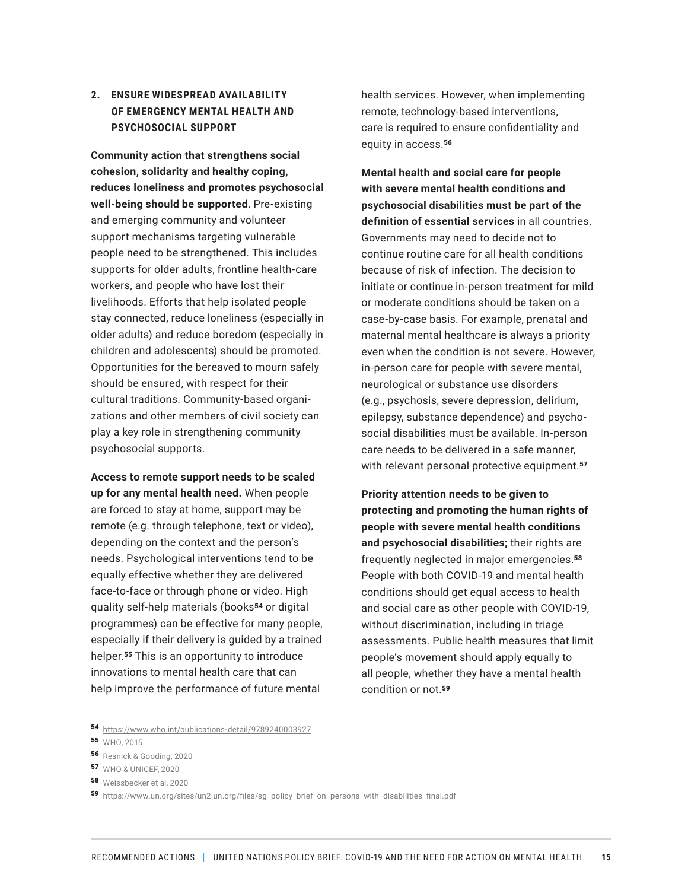### 2. ENSURE WIDESPREAD AVAILABILITY OF EMERGENCY MENTAL HEALTH AND PSYCHOSOCIAL SUPPORT

**Community action that strengthens social cohesion, solidarity and healthy coping, reduces loneliness and promotes psychosocial well-being should be supported**. Pre-existing and emerging community and volunteer support mechanisms targeting vulnerable people need to be strengthened. This includes supports for older adults, frontline health-care workers, and people who have lost their livelihoods. Efforts that help isolated people stay connected, reduce loneliness (especially in older adults) and reduce boredom (especially in children and adolescents) should be promoted. Opportunities for the bereaved to mourn safely should be ensured, with respect for their cultural traditions. Community-based organizations and other members of civil society can play a key role in strengthening community psychosocial supports.

**Access to remote support needs to be scaled up for any mental health need.** When people are forced to stay at home, support may be remote (e.g. through telephone, text or video), depending on the context and the person's needs. Psychological interventions tend to be equally effective whether they are delivered face-to-face or through phone or video. High quality self-help materials (books[54] or digital programmes) can be effective for many people, especially if their delivery is guided by a trained helper.[55] This is an opportunity to introduce innovations to mental health care that can help improve the performance of future mental health services. However, when implementing remote, technology-based interventions, care is required to ensure confidentiality and equity in access.[56]

**Mental health and social care for people with severe mental health conditions and psychosocial disabilities must be part of the definition of essential services** in all countries. Governments may need to decide not to continue routine care for all health conditions because of risk of infection. The decision to initiate or continue in-person treatment for mild or moderate conditions should be taken on a case-by-case basis. For example, prenatal and maternal mental healthcare is always a priority even when the condition is not severe. However, in-person care for people with severe mental, neurological or substance use disorders (e.g., psychosis, severe depression, delirium, epilepsy, substance dependence) and psychosocial disabilities must be available. In-person care needs to be delivered in a safe manner, with relevant personal protective equipment.[57]

**Priority attention needs to be given to protecting and promoting the human rights of people with severe mental health conditions and psychosocial disabilities;** their rights are frequently neglected in major emergencies.[58] People with both COVID-19 and mental health conditions should get equal access to health and social care as other people with COVID-19, without discrimination, including in triage assessments. Public health measures that limit people's movement should apply equally to all people, whether they have a mental health condition or not.[59]

---

[54] https://www.who.int/publications-detail/9789240003927

[55] WHO, 2015

[56] Resnick & Gooding, 2020

[57] WHO & UNICEF, 2020

[58] Weissbecker et al, 2020

[59] https://www.un.org/sites/un2.un.org/files/sg_policy_brief_on_persons_with_disabilities_final.pdf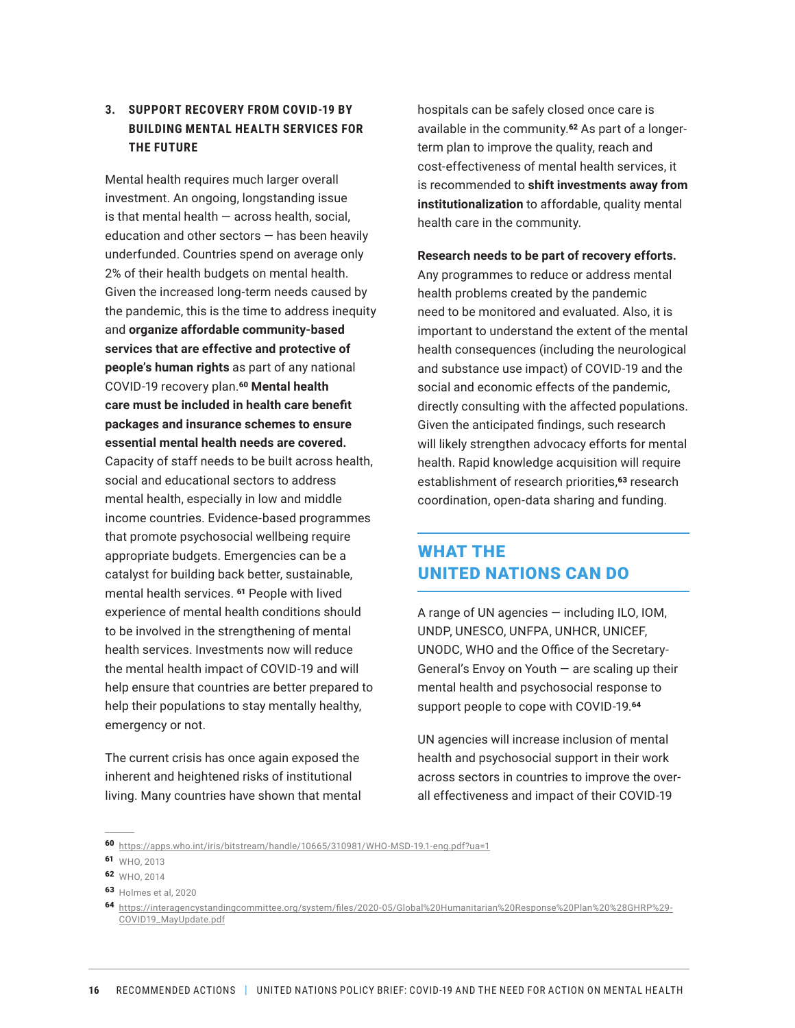### 3. SUPPORT RECOVERY FROM COVID-19 BY BUILDING MENTAL HEALTH SERVICES FOR THE FUTURE

Mental health requires much larger overall investment. An ongoing, longstanding issue is that mental health — across health, social, education and other sectors — has been heavily underfunded. Countries spend on average only 2% of their health budgets on mental health. Given the increased long-term needs caused by the pandemic, this is the time to address inequity and **organize affordable community-based services that are effective and protective of people's human rights** as part of any national COVID-19 recovery plan.[60] **Mental health care must be included in health care benefit packages and insurance schemes to ensure essential mental health needs are covered.** Capacity of staff needs to be built across health, social and educational sectors to address mental health, especially in low and middle income countries. Evidence-based programmes that promote psychosocial wellbeing require appropriate budgets. Emergencies can be a catalyst for building back better, sustainable, mental health services. [61] People with lived experience of mental health conditions should to be involved in the strengthening of mental health services. Investments now will reduce the mental health impact of COVID-19 and will help ensure that countries are better prepared to help their populations to stay mentally healthy, emergency or not.

The current crisis has once again exposed the inherent and heightened risks of institutional living. Many countries have shown that mental hospitals can be safely closed once care is available in the community.[62] As part of a longer-term plan to improve the quality, reach and cost-effectiveness of mental health services, it is recommended to **shift investments away from institutionalization** to affordable, quality mental health care in the community.

**Research needs to be part of recovery efforts.** Any programmes to reduce or address mental health problems created by the pandemic need to be monitored and evaluated. Also, it is important to understand the extent of the mental health consequences (including the neurological and substance use impact) of COVID-19 and the social and economic effects of the pandemic, directly consulting with the affected populations. Given the anticipated findings, such research will likely strengthen advocacy efforts for mental health. Rapid knowledge acquisition will require establishment of research priorities,[63] research coordination, open-data sharing and funding.

## WHAT THE UNITED NATIONS CAN DO

A range of UN agencies — including ILO, IOM, UNDP, UNESCO, UNFPA, UNHCR, UNICEF, UNODC, WHO and the Office of the Secretary-General's Envoy on Youth — are scaling up their mental health and psychosocial response to support people to cope with COVID-19.[64]

UN agencies will increase inclusion of mental health and psychosocial support in their work across sectors in countries to improve the over-all effectiveness and impact of their COVID-19

---

[60] https://apps.who.int/iris/bitstream/handle/10665/310981/WHO-MSD-19.1-eng.pdf?ua=1

[61] WHO, 2013

[62] WHO, 2014

[63] Holmes et al, 2020

[64] https://interagencystandingcommittee.org/system/files/2020-05/Global%20Humanitarian%20Response%20Plan%20%28GHRP%29-COVID19_MayUpdate.pdf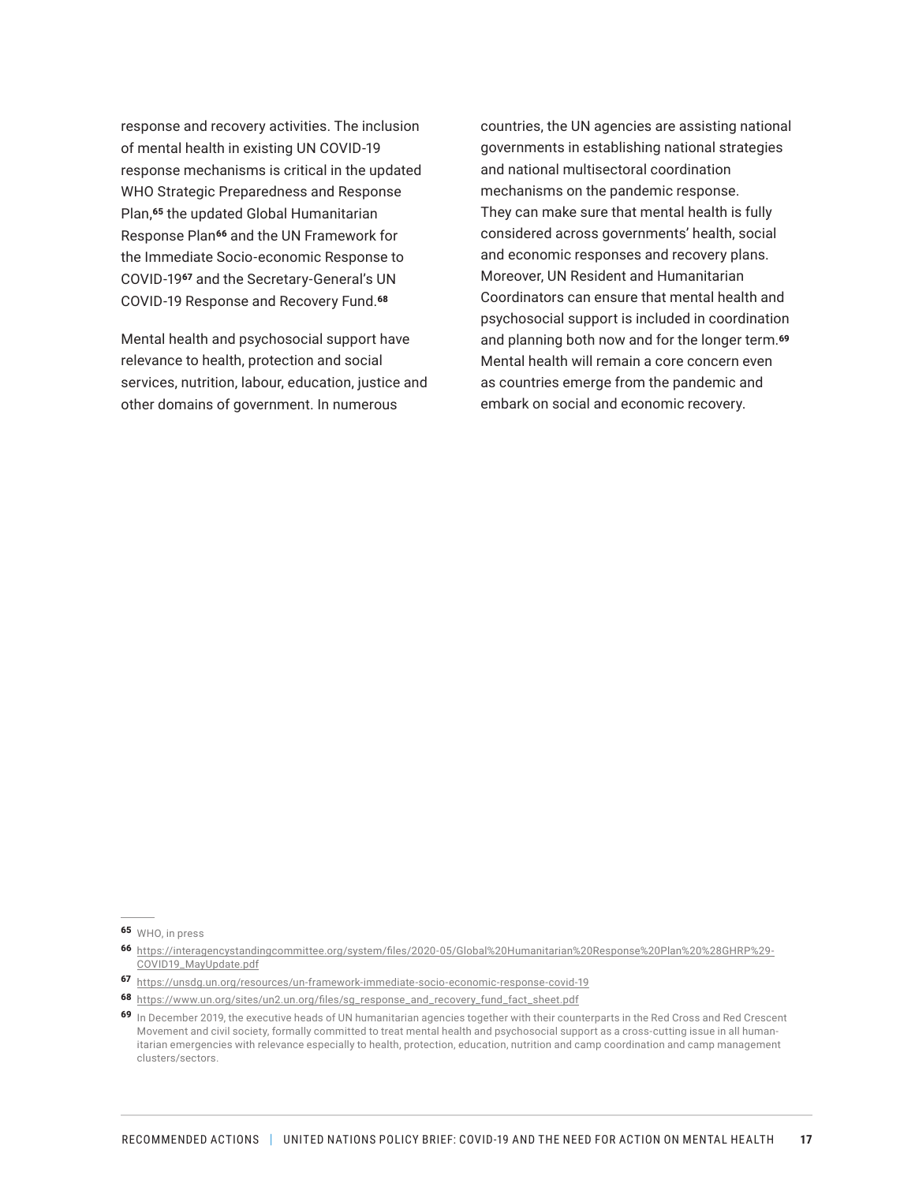response and recovery activities. The inclusion of mental health in existing UN COVID-19 response mechanisms is critical in the updated WHO Strategic Preparedness and Response Plan,[65] the updated Global Humanitarian Response Plan[66] and the UN Framework for the Immediate Socio-economic Response to COVID-19[67] and the Secretary-General's UN COVID-19 Response and Recovery Fund.[68]

Mental health and psychosocial support have relevance to health, protection and social services, nutrition, labour, education, justice and other domains of government. In numerous countries, the UN agencies are assisting national governments in establishing national strategies and national multisectoral coordination mechanisms on the pandemic response. They can make sure that mental health is fully considered across governments' health, social and economic responses and recovery plans. Moreover, UN Resident and Humanitarian Coordinators can ensure that mental health and psychosocial support is included in coordination and planning both now and for the longer term.[69] Mental health will remain a core concern even as countries emerge from the pandemic and embark on social and economic recovery.

---

65 WHO, in press

66 https://interagencystandingcommittee.org/system/files/2020-05/Global%20Humanitarian%20Response%20Plan%20%28GHRP%29-COVID19_MayUpdate.pdf

67 https://unsdg.un.org/resources/un-framework-immediate-socio-economic-response-covid-19

68 https://www.un.org/sites/un2.un.org/files/sg_response_and_recovery_fund_fact_sheet.pdf

69 In December 2019, the executive heads of UN humanitarian agencies together with their counterparts in the Red Cross and Red Crescent Movement and civil society, formally committed to treat mental health and psychosocial support as a cross-cutting issue in all humanitarian emergencies with relevance especially to health, protection, education, nutrition and camp coordination and camp management clusters/sectors.